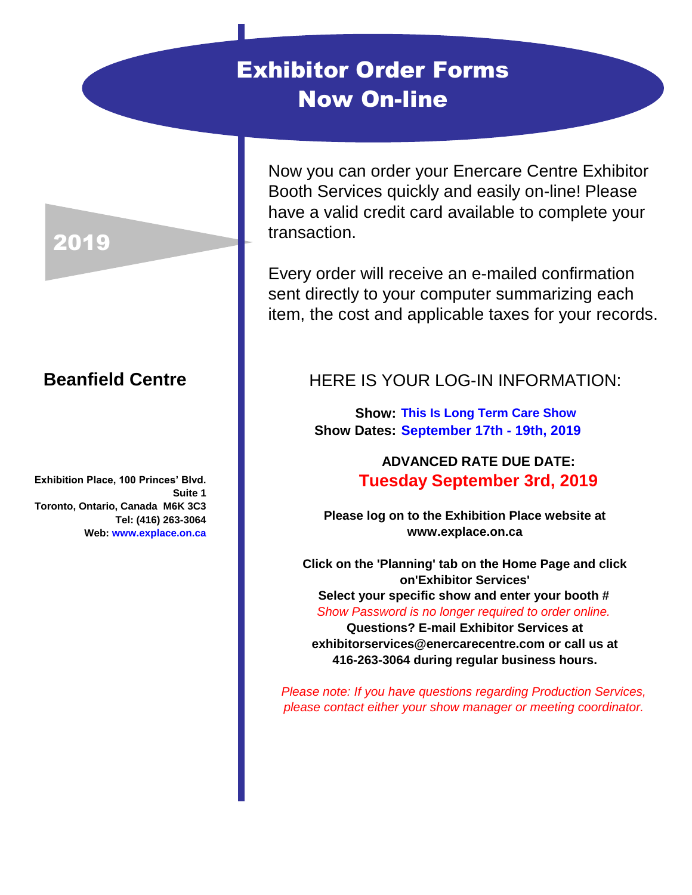# Exhibitor Order Forms Now On-line

**2019**

## Beanfield Centre

**Exhibition Place, 100 Princes' Blvd.**
**Suite 1**
**Toronto, Ontario, Canada M6K 3C3**
**Tel: (416) 263-3064**
**Web: www.explace.on.ca**

Now you can order your Enercare Centre Exhibitor Booth Services quickly and easily on-line! Please have a valid credit card available to complete your transaction.

Every order will receive an e-mailed confirmation sent directly to your computer summarizing each item, the cost and applicable taxes for your records.

HERE IS YOUR LOG-IN INFORMATION:

**Show:** **This Is Long Term Care Show**
**Show Dates:** **September 17th - 19th, 2019**

**ADVANCED RATE DUE DATE:**
**Tuesday September 3rd, 2019**

**Please log on to the Exhibition Place website at www.explace.on.ca**

**Click on the 'Planning' tab on the Home Page and click on'Exhibitor Services'**
**Select your specific show and enter your booth #**
*Show Password is no longer required to order online.*
**Questions? E-mail Exhibitor Services at exhibitorservices@enercarecentre.com or call us at 416-263-3064 during regular business hours.**

*Please note: If you have questions regarding Production Services, please contact either your show manager or meeting coordinator.*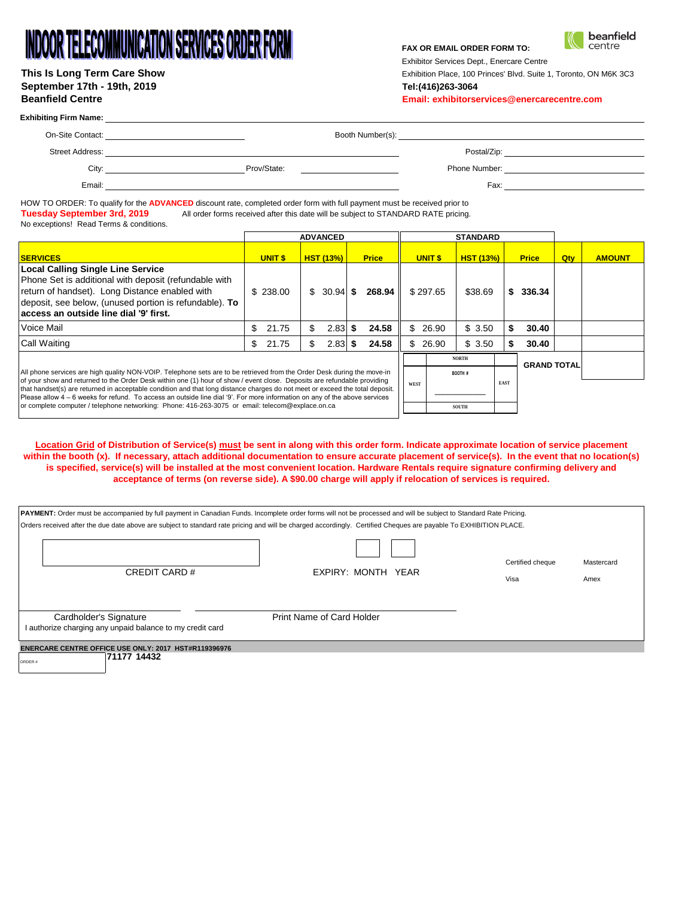# INDOOR TELECOMMUNICATION SERVICES ORDER FORM

**This Is Long Term Care Show**
**September 17th - 19th, 2019**
**Beanfield Centre**

**FAX OR EMAIL ORDER FORM TO:**
Exhibitor Services Dept., Enercare Centre
Exhibition Place, 100 Princes' Blvd. Suite 1, Toronto, ON M6K 3C3
**Tel:(416)263-3064**
**Email: exhibitorservices@enercarecentre.com**

**Exhibiting Firm Name:** ____________________

On-Site Contact: ____________________ Booth Number(s): ____________________

Street Address: ____________________ Postal/Zip: ____________________

City: ____________________ Prov/State: ____________________ Phone Number: ____________________

Email: ____________________ Fax: ____________________

HOW TO ORDER: To qualify for the **ADVANCED** discount rate, completed order form with full payment must be received prior to **Tuesday September 3rd, 2019** All order forms received after this date will be subject to STANDARD RATE pricing.
No exceptions! Read Terms & conditions.

| | ADVANCED | | | STANDARD | | | | |
|---|---|---|---|---|---|---|---|---|
| **SERVICES** | **UNIT $** | **HST (13%)** | **Price** | **UNIT $** | **HST (13%)** | **Price** | **Qty** | **AMOUNT** |
| **Local Calling Single Line Service** Phone Set is additional with deposit (refundable with return of handset). Long Distance enabled with deposit, see below, (unused portion is refundable). **To access an outside line dial '9' first.** | $ 238.00 | $ 30.94 | $ 268.94 | $ 297.65 | $38.69 | $ 336.34 | | |
| Voice Mail | $ 21.75 | $ 2.83 | $ 24.58 | $ 26.90 | $ 3.50 | $ 30.40 | | |
| Call Waiting | $ 21.75 | $ 2.83 | $ 24.58 | $ 26.90 | $ 3.50 | $ 30.40 | | |
| | | | | | | | **GRAND TOTAL** | |

All phone services are high quality NON-VOIP. Telephone sets are to be retrieved from the Order Desk during the move-in of your show and returned to the Order Desk within one (1) hour of show / event close. Deposits are refundable providing that handset(s) are returned in acceptable condition and that long distance charges do not meet or exceed the total deposit. Please allow 4 – 6 weeks for refund. To access an outside line dial '9'. For more information on any of the above services or complete computer / telephone networking: Phone: 416-263-3075 or email: telecom@explace.on.ca

NORTH / BOOTH # / WEST / EAST / SOUTH

**Location Grid of Distribution of Service(s) must be sent in along with this order form. Indicate approximate location of service placement within the booth (x). If necessary, attach additional documentation to ensure accurate placement of service(s). In the event that no location(s) is specified, service(s) will be installed at the most convenient location. Hardware Rentals require signature confirming delivery and acceptance of terms (on reverse side). A $90.00 charge will apply if relocation of services is required.**

**PAYMENT:** Order must be accompanied by full payment in Canadian Funds. Incomplete order forms will not be processed and will be subject to Standard Rate Pricing.
Orders received after the due date above are subject to standard rate pricing and will be charged accordingly. Certified Cheques are payable To EXHIBITION PLACE.

CREDIT CARD # ____________________ EXPIRY: MONTH YEAR

Certified cheque Mastercard
Visa Amex

Cardholder's Signature ____________________ Print Name of Card Holder ____________________

I authorize charging any unpaid balance to my credit card

**ENERCARE CENTRE OFFICE USE ONLY: 2017 HST#R119396976**

ORDER # **71177 14432**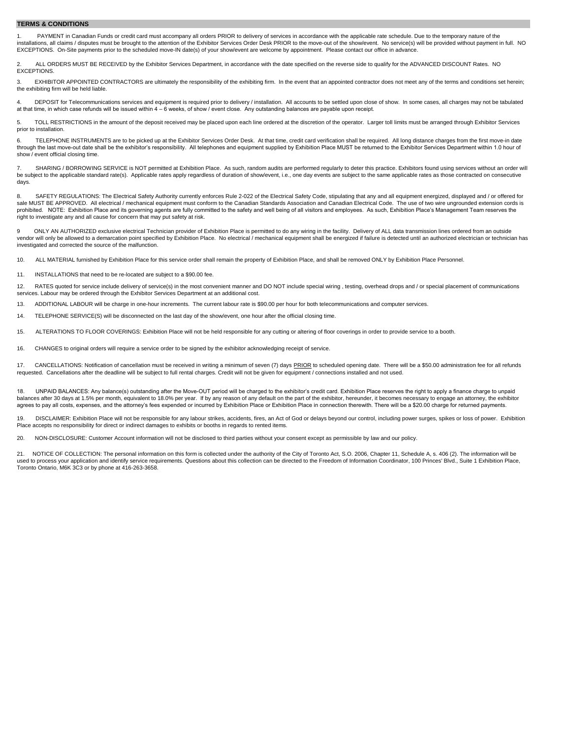## TERMS & CONDITIONS

1. PAYMENT in Canadian Funds or credit card must accompany all orders PRIOR to delivery of services in accordance with the applicable rate schedule. Due to the temporary nature of the installations, all claims / disputes must be brought to the attention of the Exhibitor Services Order Desk PRIOR to the move-out of the show/event. No service(s) will be provided without payment in full. NO EXCEPTIONS. On-Site payments prior to the scheduled move-IN date(s) of your show/event are welcome by appointment. Please contact our office in advance.

2. ALL ORDERS MUST BE RECEIVED by the Exhibitor Services Department, in accordance with the date specified on the reverse side to qualify for the ADVANCED DISCOUNT Rates. NO EXCEPTIONS.

3. EXHIBITOR APPOINTED CONTRACTORS are ultimately the responsibility of the exhibiting firm. In the event that an appointed contractor does not meet any of the terms and conditions set herein; the exhibiting firm will be held liable.

4. DEPOSIT for Telecommunications services and equipment is required prior to delivery / installation. All accounts to be settled upon close of show. In some cases, all charges may not be tabulated at that time, in which case refunds will be issued within 4 – 6 weeks, of show / event close. Any outstanding balances are payable upon receipt.

5. TOLL RESTRICTIONS in the amount of the deposit received may be placed upon each line ordered at the discretion of the operator. Larger toll limits must be arranged through Exhibitor Services prior to installation.

6. TELEPHONE INSTRUMENTS are to be picked up at the Exhibitor Services Order Desk. At that time, credit card verification shall be required. All long distance charges from the first move-in date through the last move-out date shall be the exhibitor's responsibility. All telephones and equipment supplied by Exhibition Place MUST be returned to the Exhibitor Services Department within 1.0 hour of show / event official closing time.

7. SHARING / BORROWING SERVICE is NOT permitted at Exhibition Place. As such, random audits are performed regularly to deter this practice. Exhibitors found using services without an order will be subject to the applicable standard rate(s). Applicable rates apply regardless of duration of show/event, i.e., one day events are subject to the same applicable rates as those contracted on consecutive days.

8. SAFETY REGULATIONS: The Electrical Safety Authority currently enforces Rule 2-022 of the Electrical Safety Code, stipulating that any and all equipment energized, displayed and / or offered for sale MUST BE APPROVED. All electrical / mechanical equipment must conform to the Canadian Standards Association and Canadian Electrical Code. The use of two wire ungrounded extension cords is prohibited. NOTE: Exhibition Place and its governing agents are fully committed to the safety and well being of all visitors and employees. As such, Exhibition Place's Management Team reserves the right to investigate any and all cause for concern that may put safety at risk.

9 ONLY AN AUTHORIZED exclusive electrical Technician provider of Exhibition Place is permitted to do any wiring in the facility. Delivery of ALL data transmission lines ordered from an outside vendor will only be allowed to a demarcation point specified by Exhibition Place. No electrical / mechanical equipment shall be energized if failure is detected until an authorized electrician or technician has investigated and corrected the source of the malfunction.

10. ALL MATERIAL furnished by Exhibition Place for this service order shall remain the property of Exhibition Place, and shall be removed ONLY by Exhibition Place Personnel.

11. INSTALLATIONS that need to be re-located are subject to a $90.00 fee.

12. RATES quoted for service include delivery of service(s) in the most convenient manner and DO NOT include special wiring , testing, overhead drops and / or special placement of communications services. Labour may be ordered through the Exhibitor Services Department at an additional cost.

13. ADDITIONAL LABOUR will be charge in one-hour increments. The current labour rate is $90.00 per hour for both telecommunications and computer services.

14. TELEPHONE SERVICE(S) will be disconnected on the last day of the show/event, one hour after the official closing time.

15. ALTERATIONS TO FLOOR COVERINGS: Exhibition Place will not be held responsible for any cutting or altering of floor coverings in order to provide service to a booth.

16. CHANGES to original orders will require a service order to be signed by the exhibitor acknowledging receipt of service.

17. CANCELLATIONS: Notification of cancellation must be received in writing a minimum of seven (7) days PRIOR to scheduled opening date. There will be a $50.00 administration fee for all refunds requested. Cancellations after the deadline will be subject to full rental charges. Credit will not be given for equipment / connections installed and not used.

18. UNPAID BALANCES: Any balance(s) outstanding after the Move-OUT period will be charged to the exhibitor's credit card. Exhibition Place reserves the right to apply a finance charge to unpaid balances after 30 days at 1.5% per month, equivalent to 18.0% per year. If by any reason of any default on the part of the exhibitor, hereunder, it becomes necessary to engage an attorney, the exhibitor agrees to pay all costs, expenses, and the attorney's fees expended or incurred by Exhibition Place or Exhibition Place in connection therewith. There will be a $20.00 charge for returned payments.

19. DISCLAIMER: Exhibition Place will not be responsible for any labour strikes, accidents, fires, an Act of God or delays beyond our control, including power surges, spikes or loss of power. Exhibition Place accepts no responsibility for direct or indirect damages to exhibits or booths in regards to rented items.

20. NON-DISCLOSURE: Customer Account information will not be disclosed to third parties without your consent except as permissible by law and our policy.

21. NOTICE OF COLLECTION: The personal information on this form is collected under the authority of the City of Toronto Act, S.O. 2006, Chapter 11, Schedule A, s. 406 (2). The information will be used to process your application and identify service requirements. Questions about this collection can be directed to the Freedom of Information Coordinator, 100 Princes' Blvd., Suite 1 Exhibition Place, Toronto Ontario, M6K 3C3 or by phone at 416-263-3658.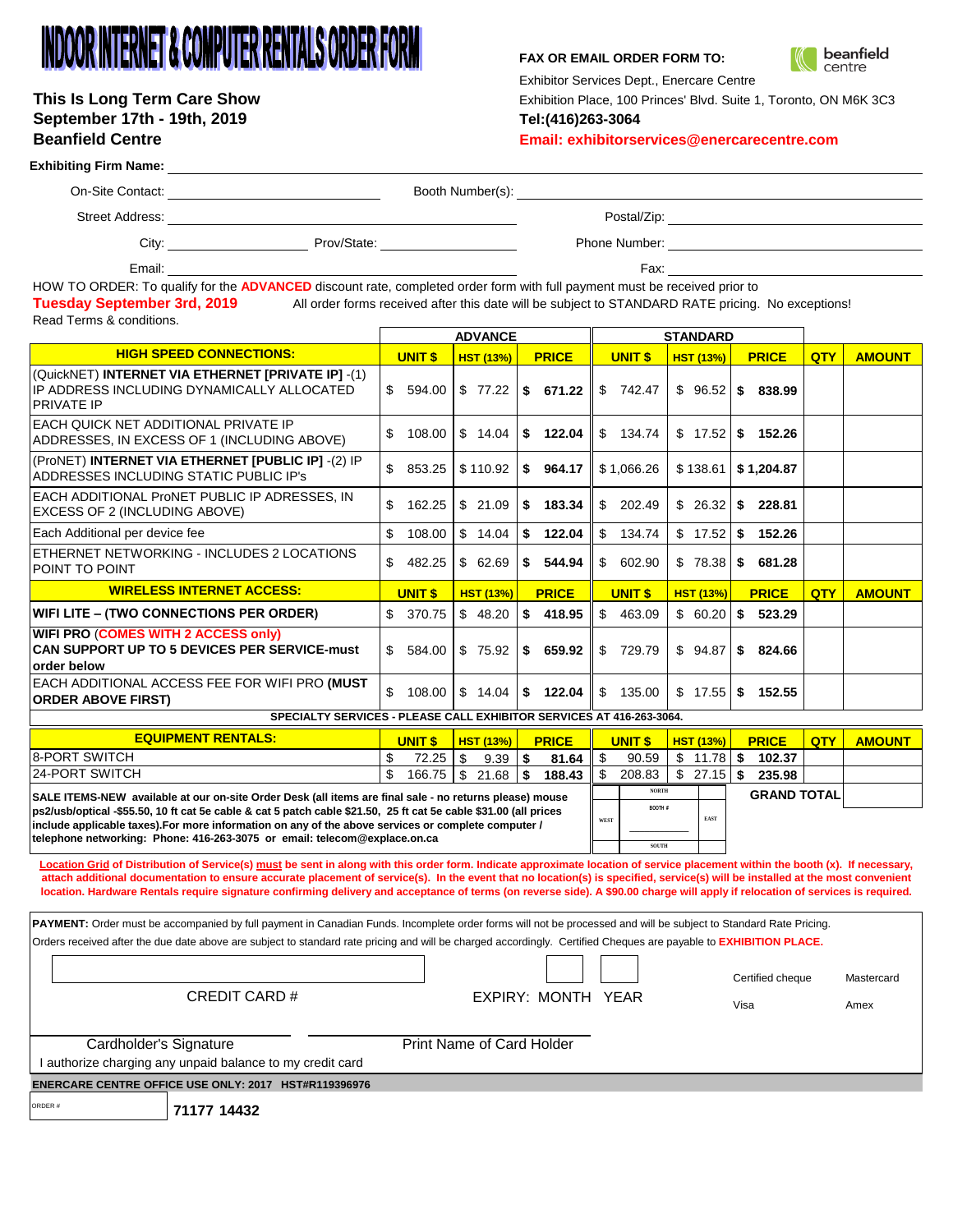# INDOOR INTERNET & COMPUTER RENTALS ORDER FORM

**This Is Long Term Care Show**
**September 17th - 19th, 2019**
**Beanfield Centre**

**FAX OR EMAIL ORDER FORM TO:**

beanfield centre

Exhibitor Services Dept., Enercare Centre
Exhibition Place, 100 Princes' Blvd. Suite 1, Toronto, ON M6K 3C3
**Tel:(416)263-3064**
**Email: exhibitorservices@enercarecentre.com**

**Exhibiting Firm Name:** ______________________________

On-Site Contact: ____________________ Booth Number(s): ____________________

Street Address: ____________________ Postal/Zip: ____________________

City: ____________ Prov/State: ____________ Phone Number: ____________________

Email: ____________________ Fax: ____________________

HOW TO ORDER: To qualify for the **ADVANCED** discount rate, completed order form with full payment must be received prior to **Tuesday September 3rd, 2019**. All order forms received after this date will be subject to STANDARD RATE pricing. No exceptions!
Read Terms & conditions.

| | ADVANCE | | | STANDARD | | | | |
|---|---|---|---|---|---|---|---|---|
| **HIGH SPEED CONNECTIONS:** | **UNIT $** | **HST (13%)** | **PRICE** | **UNIT $** | **HST (13%)** | **PRICE** | **QTY** | **AMOUNT** |
| (QuickNET) **INTERNET VIA ETHERNET [PRIVATE IP]** -(1) IP ADDRESS INCLUDING DYNAMICALLY ALLOCATED PRIVATE IP | $ 594.00 | $ 77.22 | **$ 671.22** | $ 742.47 | $ 96.52 | **$ 838.99** | | |
| EACH QUICK NET ADDITIONAL PRIVATE IP ADDRESSES, IN EXCESS OF 1 (INCLUDING ABOVE) | $ 108.00 | $ 14.04 | **$ 122.04** | $ 134.74 | $ 17.52 | **$ 152.26** | | |
| (ProNET) **INTERNET VIA ETHERNET [PUBLIC IP]** -(2) IP ADDRESSES INCLUDING STATIC PUBLIC IP's | $ 853.25 | $ 110.92 | **$ 964.17** | $ 1,066.26 | $ 138.61 | **$ 1,204.87** | | |
| EACH ADDITIONAL ProNET PUBLIC IP ADRESSES, IN EXCESS OF 2 (INCLUDING ABOVE) | $ 162.25 | $ 21.09 | **$ 183.34** | $ 202.49 | $ 26.32 | **$ 228.81** | | |
| Each Additional per device fee | $ 108.00 | $ 14.04 | **$ 122.04** | $ 134.74 | $ 17.52 | **$ 152.26** | | |
| ETHERNET NETWORKING - INCLUDES 2 LOCATIONS POINT TO POINT | $ 482.25 | $ 62.69 | **$ 544.94** | $ 602.90 | $ 78.38 | **$ 681.28** | | |
| **WIRELESS INTERNET ACCESS:** | **UNIT $** | **HST (13%)** | **PRICE** | **UNIT $** | **HST (13%)** | **PRICE** | **QTY** | **AMOUNT** |
| **WIFI LITE – (TWO CONNECTIONS PER ORDER)** | $ 370.75 | $ 48.20 | **$ 418.95** | $ 463.09 | $ 60.20 | **$ 523.29** | | |
| **WIFI PRO** (COMES WITH 2 ACCESS only) **CAN SUPPORT UP TO 5 DEVICES PER SERVICE-must order below** | $ 584.00 | $ 75.92 | **$ 659.92** | $ 729.79 | $ 94.87 | **$ 824.66** | | |
| EACH ADDITIONAL ACCESS FEE FOR WIFI PRO **(MUST ORDER ABOVE FIRST)** | $ 108.00 | $ 14.04 | **$ 122.04** | $ 135.00 | $ 17.55 | **$ 152.55** | | |
| **SPECIALTY SERVICES - PLEASE CALL EXHIBITOR SERVICES AT 416-263-3064.** | | | | | | | | |
| **EQUIPMENT RENTALS:** | **UNIT $** | **HST (13%)** | **PRICE** | **UNIT $** | **HST (13%)** | **PRICE** | **QTY** | **AMOUNT** |
| 8-PORT SWITCH | $ 72.25 | $ 9.39 | **$ 81.64** | $ 90.59 | $ 11.78 | **$ 102.37** | | |
| 24-PORT SWITCH | $ 166.75 | $ 21.68 | **$ 188.43** | $ 208.83 | $ 27.15 | **$ 235.98** | | |
| | | | | | | **GRAND TOTAL** | | |

**SALE ITEMS-NEW available at our on-site Order Desk (all items are final sale - no returns please) mouse ps2/usb/optical -$55.50, 10 ft cat 5e cable & cat 5 patch cable $21.50, 25 ft cat 5e cable $31.00 (all prices include applicable taxes).For more information on any of the above services or complete computer / telephone networking: Phone: 416-263-3075 or email: telecom@explace.on.ca**

NORTH
WEST — BOOTH # — EAST
SOUTH

**Location Grid of Distribution of Service(s) must be sent in along with this order form. Indicate approximate location of service placement within the booth (x). If necessary, attach additional documentation to ensure accurate placement of service(s). In the event that no location(s) is specified, service(s) will be installed at the most convenient location. Hardware Rentals require signature confirming delivery and acceptance of terms (on reverse side). A $90.00 charge will apply if relocation of services is required.**

**PAYMENT:** Order must be accompanied by full payment in Canadian Funds. Incomplete order forms will not be processed and will be subject to Standard Rate Pricing. Orders received after the due date above are subject to standard rate pricing and will be charged accordingly. Certified Cheques are payable to **EXHIBITION PLACE.**

CREDIT CARD # ____________________ EXPIRY: MONTH ____ YEAR ____

Certified cheque — Mastercard — Visa — Amex

Cardholder's Signature ____________________ Print Name of Card Holder ____________________

I authorize charging any unpaid balance to my credit card

**ENERCARE CENTRE OFFICE USE ONLY: 2017 HST#R119396976**

ORDER # **71177 14432**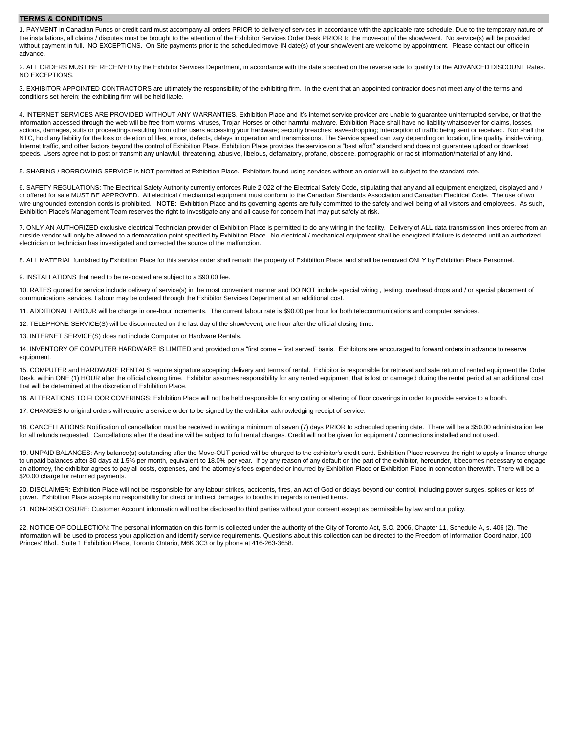## TERMS & CONDITIONS

1. PAYMENT in Canadian Funds or credit card must accompany all orders PRIOR to delivery of services in accordance with the applicable rate schedule. Due to the temporary nature of the installations, all claims / disputes must be brought to the attention of the Exhibitor Services Order Desk PRIOR to the move-out of the show/event. No service(s) will be provided without payment in full. NO EXCEPTIONS. On-Site payments prior to the scheduled move-IN date(s) of your show/event are welcome by appointment. Please contact our office in advance.

2. ALL ORDERS MUST BE RECEIVED by the Exhibitor Services Department, in accordance with the date specified on the reverse side to qualify for the ADVANCED DISCOUNT Rates. NO EXCEPTIONS.

3. EXHIBITOR APPOINTED CONTRACTORS are ultimately the responsibility of the exhibiting firm. In the event that an appointed contractor does not meet any of the terms and conditions set herein; the exhibiting firm will be held liable.

4. INTERNET SERVICES ARE PROVIDED WITHOUT ANY WARRANTIES. Exhibition Place and it's internet service provider are unable to guarantee uninterrupted service, or that the information accessed through the web will be free from worms, viruses, Trojan Horses or other harmful malware. Exhibition Place shall have no liability whatsoever for claims, losses, actions, damages, suits or proceedings resulting from other users accessing your hardware; security breaches; eavesdropping; interception of traffic being sent or received. Nor shall the NTC, hold any liability for the loss or deletion of files, errors, defects, delays in operation and transmissions. The Service speed can vary depending on location, line quality, inside wiring, Internet traffic, and other factors beyond the control of Exhibition Place. Exhibition Place provides the service on a "best effort" standard and does not guarantee upload or download speeds. Users agree not to post or transmit any unlawful, threatening, abusive, libelous, defamatory, profane, obscene, pornographic or racist information/material of any kind.

5. SHARING / BORROWING SERVICE is NOT permitted at Exhibition Place. Exhibitors found using services without an order will be subject to the standard rate.

6. SAFETY REGULATIONS: The Electrical Safety Authority currently enforces Rule 2-022 of the Electrical Safety Code, stipulating that any and all equipment energized, displayed and / or offered for sale MUST BE APPROVED. All electrical / mechanical equipment must conform to the Canadian Standards Association and Canadian Electrical Code. The use of two wire ungrounded extension cords is prohibited. NOTE: Exhibition Place and its governing agents are fully committed to the safety and well being of all visitors and employees. As such, Exhibition Place's Management Team reserves the right to investigate any and all cause for concern that may put safety at risk.

7. ONLY AN AUTHORIZED exclusive electrical Technician provider of Exhibition Place is permitted to do any wiring in the facility. Delivery of ALL data transmission lines ordered from an outside vendor will only be allowed to a demarcation point specified by Exhibition Place. No electrical / mechanical equipment shall be energized if failure is detected until an authorized electrician or technician has investigated and corrected the source of the malfunction.

8. ALL MATERIAL furnished by Exhibition Place for this service order shall remain the property of Exhibition Place, and shall be removed ONLY by Exhibition Place Personnel.

9. INSTALLATIONS that need to be re-located are subject to a $90.00 fee.

10. RATES quoted for service include delivery of service(s) in the most convenient manner and DO NOT include special wiring , testing, overhead drops and / or special placement of communications services. Labour may be ordered through the Exhibitor Services Department at an additional cost.

11. ADDITIONAL LABOUR will be charge in one-hour increments. The current labour rate is $90.00 per hour for both telecommunications and computer services.

12. TELEPHONE SERVICE(S) will be disconnected on the last day of the show/event, one hour after the official closing time.

13. INTERNET SERVICE(S) does not include Computer or Hardware Rentals.

14. INVENTORY OF COMPUTER HARDWARE IS LIMITED and provided on a "first come – first served" basis. Exhibitors are encouraged to forward orders in advance to reserve equipment.

15. COMPUTER and HARDWARE RENTALS require signature accepting delivery and terms of rental. Exhibitor is responsible for retrieval and safe return of rented equipment the Order Desk, within ONE (1) HOUR after the official closing time. Exhibitor assumes responsibility for any rented equipment that is lost or damaged during the rental period at an additional cost that will be determined at the discretion of Exhibition Place.

16. ALTERATIONS TO FLOOR COVERINGS: Exhibition Place will not be held responsible for any cutting or altering of floor coverings in order to provide service to a booth.

17. CHANGES to original orders will require a service order to be signed by the exhibitor acknowledging receipt of service.

18. CANCELLATIONS: Notification of cancellation must be received in writing a minimum of seven (7) days PRIOR to scheduled opening date. There will be a $50.00 administration fee for all refunds requested. Cancellations after the deadline will be subject to full rental charges. Credit will not be given for equipment / connections installed and not used.

19. UNPAID BALANCES: Any balance(s) outstanding after the Move-OUT period will be charged to the exhibitor's credit card. Exhibition Place reserves the right to apply a finance charge to unpaid balances after 30 days at 1.5% per month, equivalent to 18.0% per year. If by any reason of any default on the part of the exhibitor, hereunder, it becomes necessary to engage an attorney, the exhibitor agrees to pay all costs, expenses, and the attorney's fees expended or incurred by Exhibition Place or Exhibition Place in connection therewith. There will be a $20.00 charge for returned payments.

20. DISCLAIMER: Exhibition Place will not be responsible for any labour strikes, accidents, fires, an Act of God or delays beyond our control, including power surges, spikes or loss of power. Exhibition Place accepts no responsibility for direct or indirect damages to booths in regards to rented items.

21. NON-DISCLOSURE: Customer Account information will not be disclosed to third parties without your consent except as permissible by law and our policy.

22. NOTICE OF COLLECTION: The personal information on this form is collected under the authority of the City of Toronto Act, S.O. 2006, Chapter 11, Schedule A, s. 406 (2). The information will be used to process your application and identify service requirements. Questions about this collection can be directed to the Freedom of Information Coordinator, 100 Princes' Blvd., Suite 1 Exhibition Place, Toronto Ontario, M6K 3C3 or by phone at 416-263-3658.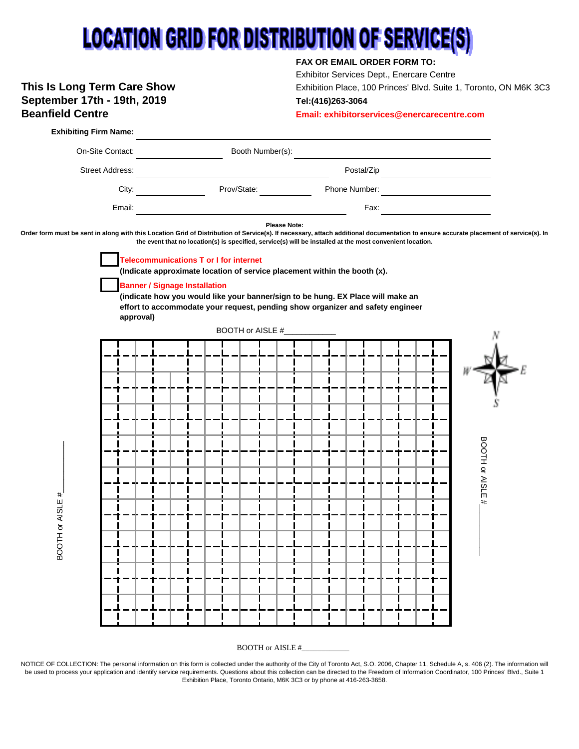# LOCATION GRID FOR DISTRIBUTION OF SERVICE(S)

**This Is Long Term Care Show**
**September 17th - 19th, 2019**
**Beanfield Centre**

**FAX OR EMAIL ORDER FORM TO:**
Exhibitor Services Dept., Enercare Centre
Exhibition Place, 100 Princes' Blvd. Suite 1, Toronto, ON M6K 3C3
**Tel:(416)263-3064**
**Email: exhibitorservices@enercarecentre.com**

**Exhibiting Firm Name:** ____________________

On-Site Contact: ____________________ Booth Number(s): ____________________

Street Address: ____________________ Postal/Zip ____________________

City: ____________________ Prov/State: ____________________ Phone Number: ____________________

Email: ____________________ Fax: ____________________

**Please Note:**
**Order form must be sent in along with this Location Grid of Distribution of Service(s). If necessary, attach additional documentation to ensure accurate placement of service(s). In the event that no location(s) is specified, service(s) will be installed at the most convenient location.**

☐ **Telecommunications T or I for internet**
**(Indicate approximate location of service placement within the booth (x).**

☐ **Banner / Signage Installation**
**(indicate how you would like your banner/sign to be hung. EX Place will make an effort to accommodate your request, pending show organizer and safety engineer approval)**

BOOTH or AISLE #____________

BOOTH or AISLE #____________

BOOTH or AISLE #____________

BOOTH or AISLE #____________

N E S W

NOTICE OF COLLECTION: The personal information on this form is collected under the authority of the City of Toronto Act, S.O. 2006, Chapter 11, Schedule A, s. 406 (2). The information will be used to process your application and identify service requirements. Questions about this collection can be directed to the Freedom of Information Coordinator, 100 Princes' Blvd., Suite 1 Exhibition Place, Toronto Ontario, M6K 3C3 or by phone at 416-263-3658.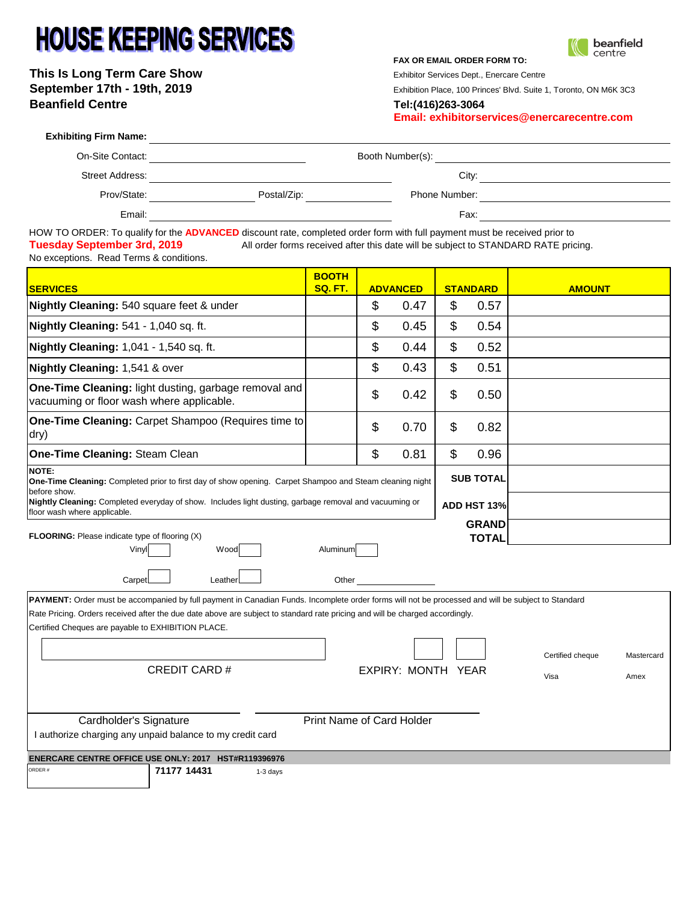# HOUSE KEEPING SERVICES

**This Is Long Term Care Show**
**September 17th - 19th, 2019**
**Beanfield Centre**

beanfield centre

**FAX OR EMAIL ORDER FORM TO:**
Exhibitor Services Dept., Enercare Centre
Exhibition Place, 100 Princes' Blvd. Suite 1, Toronto, ON M6K 3C3
**Tel:(416)263-3064**
**Email: exhibitorservices@enercarecentre.com**

**Exhibiting Firm Name:** ____________________

On-Site Contact: ____________________ Booth Number(s): ____________________

Street Address: ____________________ City: ____________________

Prov/State: __________ Postal/Zip: __________ Phone Number: ____________________

Email: ____________________ Fax: ____________________

HOW TO ORDER: To qualify for the **ADVANCED** discount rate, completed order form with full payment must be received prior to **Tuesday September 3rd, 2019** All order forms received after this date will be subject to STANDARD RATE pricing. No exceptions. Read Terms & conditions.

| SERVICES | BOOTH SQ. FT. | ADVANCED | STANDARD | AMOUNT |
|---|---|---|---|---|
| **Nightly Cleaning:** 540 square feet & under | | $ 0.47 | $ 0.57 | |
| **Nightly Cleaning:** 541 - 1,040 sq. ft. | | $ 0.45 | $ 0.54 | |
| **Nightly Cleaning:** 1,041 - 1,540 sq. ft. | | $ 0.44 | $ 0.52 | |
| **Nightly Cleaning:** 1,541 & over | | $ 0.43 | $ 0.51 | |
| **One-Time Cleaning:** light dusting, garbage removal and vacuuming or floor wash where applicable. | | $ 0.42 | $ 0.50 | |
| **One-Time Cleaning:** Carpet Shampoo (Requires time to dry) | | $ 0.70 | $ 0.82 | |
| **One-Time Cleaning:** Steam Clean | | $ 0.81 | $ 0.96 | |
| | | | **SUB TOTAL** | |
| | | | **ADD HST 13%** | |
| | | | **GRAND TOTAL** | |

**NOTE:**
**One-Time Cleaning:** Completed prior to first day of show opening. Carpet Shampoo and Steam cleaning night before show.
**Nightly Cleaning:** Completed everyday of show. Includes light dusting, garbage removal and vacuuming or floor wash where applicable.

**FLOORING:** Please indicate type of flooring (X)

Vinyl ☐ Wood ☐ Aluminum ☐
Carpet ☐ Leather ☐ Other __________

**PAYMENT:** Order must be accompanied by full payment in Canadian Funds. Incomplete order forms will not be processed and will be subject to Standard Rate Pricing. Orders received after the due date above are subject to standard rate pricing and will be charged accordingly.
Certified Cheques are payable to EXHIBITION PLACE.

CREDIT CARD # ____________________ EXPIRY: MONTH ☐ YEAR ☐

Certified cheque Mastercard
Visa Amex

Cardholder's Signature ____________________ Print Name of Card Holder ____________________

I authorize charging any unpaid balance to my credit card

**ENERCARE CENTRE OFFICE USE ONLY: 2017 HST#R119396976**

ORDER # **71177 14431** 1-3 days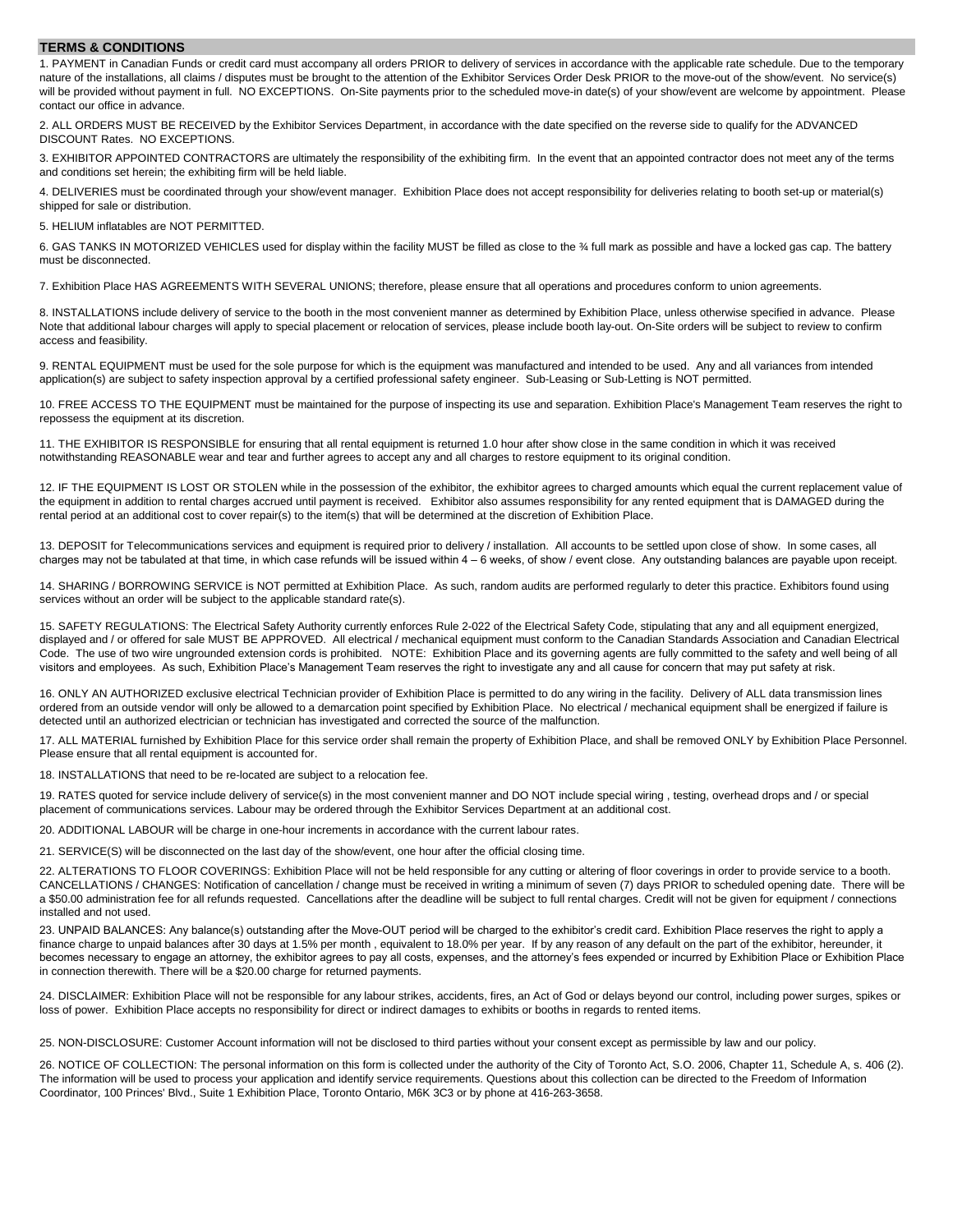## TERMS & CONDITIONS

1. PAYMENT in Canadian Funds or credit card must accompany all orders PRIOR to delivery of services in accordance with the applicable rate schedule. Due to the temporary nature of the installations, all claims / disputes must be brought to the attention of the Exhibitor Services Order Desk PRIOR to the move-out of the show/event. No service(s) will be provided without payment in full. NO EXCEPTIONS. On-Site payments prior to the scheduled move-in date(s) of your show/event are welcome by appointment. Please contact our office in advance.

2. ALL ORDERS MUST BE RECEIVED by the Exhibitor Services Department, in accordance with the date specified on the reverse side to qualify for the ADVANCED DISCOUNT Rates. NO EXCEPTIONS.

3. EXHIBITOR APPOINTED CONTRACTORS are ultimately the responsibility of the exhibiting firm. In the event that an appointed contractor does not meet any of the terms and conditions set herein; the exhibiting firm will be held liable.

4. DELIVERIES must be coordinated through your show/event manager. Exhibition Place does not accept responsibility for deliveries relating to booth set-up or material(s) shipped for sale or distribution.

5. HELIUM inflatables are NOT PERMITTED.

6. GAS TANKS IN MOTORIZED VEHICLES used for display within the facility MUST be filled as close to the ¾ full mark as possible and have a locked gas cap. The battery must be disconnected.

7. Exhibition Place HAS AGREEMENTS WITH SEVERAL UNIONS; therefore, please ensure that all operations and procedures conform to union agreements.

8. INSTALLATIONS include delivery of service to the booth in the most convenient manner as determined by Exhibition Place, unless otherwise specified in advance. Please Note that additional labour charges will apply to special placement or relocation of services, please include booth lay-out. On-Site orders will be subject to review to confirm access and feasibility.

9. RENTAL EQUIPMENT must be used for the sole purpose for which is the equipment was manufactured and intended to be used. Any and all variances from intended application(s) are subject to safety inspection approval by a certified professional safety engineer. Sub-Leasing or Sub-Letting is NOT permitted.

10. FREE ACCESS TO THE EQUIPMENT must be maintained for the purpose of inspecting its use and separation. Exhibition Place's Management Team reserves the right to repossess the equipment at its discretion.

11. THE EXHIBITOR IS RESPONSIBLE for ensuring that all rental equipment is returned 1.0 hour after show close in the same condition in which it was received notwithstanding REASONABLE wear and tear and further agrees to accept any and all charges to restore equipment to its original condition.

12. IF THE EQUIPMENT IS LOST OR STOLEN while in the possession of the exhibitor, the exhibitor agrees to charged amounts which equal the current replacement value of the equipment in addition to rental charges accrued until payment is received. Exhibitor also assumes responsibility for any rented equipment that is DAMAGED during the rental period at an additional cost to cover repair(s) to the item(s) that will be determined at the discretion of Exhibition Place.

13. DEPOSIT for Telecommunications services and equipment is required prior to delivery / installation. All accounts to be settled upon close of show. In some cases, all charges may not be tabulated at that time, in which case refunds will be issued within 4 – 6 weeks, of show / event close. Any outstanding balances are payable upon receipt.

14. SHARING / BORROWING SERVICE is NOT permitted at Exhibition Place. As such, random audits are performed regularly to deter this practice. Exhibitors found using services without an order will be subject to the applicable standard rate(s).

15. SAFETY REGULATIONS: The Electrical Safety Authority currently enforces Rule 2-022 of the Electrical Safety Code, stipulating that any and all equipment energized, displayed and / or offered for sale MUST BE APPROVED. All electrical / mechanical equipment must conform to the Canadian Standards Association and Canadian Electrical Code. The use of two wire ungrounded extension cords is prohibited. NOTE: Exhibition Place and its governing agents are fully committed to the safety and well being of all visitors and employees. As such, Exhibition Place's Management Team reserves the right to investigate any and all cause for concern that may put safety at risk.

16. ONLY AN AUTHORIZED exclusive electrical Technician provider of Exhibition Place is permitted to do any wiring in the facility. Delivery of ALL data transmission lines ordered from an outside vendor will only be allowed to a demarcation point specified by Exhibition Place. No electrical / mechanical equipment shall be energized if failure is detected until an authorized electrician or technician has investigated and corrected the source of the malfunction.

17. ALL MATERIAL furnished by Exhibition Place for this service order shall remain the property of Exhibition Place, and shall be removed ONLY by Exhibition Place Personnel. Please ensure that all rental equipment is accounted for.

18. INSTALLATIONS that need to be re-located are subject to a relocation fee.

19. RATES quoted for service include delivery of service(s) in the most convenient manner and DO NOT include special wiring , testing, overhead drops and / or special placement of communications services. Labour may be ordered through the Exhibitor Services Department at an additional cost.

20. ADDITIONAL LABOUR will be charge in one-hour increments in accordance with the current labour rates.

21. SERVICE(S) will be disconnected on the last day of the show/event, one hour after the official closing time.

22. ALTERATIONS TO FLOOR COVERINGS: Exhibition Place will not be held responsible for any cutting or altering of floor coverings in order to provide service to a booth. CANCELLATIONS / CHANGES: Notification of cancellation / change must be received in writing a minimum of seven (7) days PRIOR to scheduled opening date. There will be a $50.00 administration fee for all refunds requested. Cancellations after the deadline will be subject to full rental charges. Credit will not be given for equipment / connections installed and not used.

23. UNPAID BALANCES: Any balance(s) outstanding after the Move-OUT period will be charged to the exhibitor's credit card. Exhibition Place reserves the right to apply a finance charge to unpaid balances after 30 days at 1.5% per month , equivalent to 18.0% per year. If by any reason of any default on the part of the exhibitor, hereunder, it becomes necessary to engage an attorney, the exhibitor agrees to pay all costs, expenses, and the attorney's fees expended or incurred by Exhibition Place or Exhibition Place in connection therewith. There will be a $20.00 charge for returned payments.

24. DISCLAIMER: Exhibition Place will not be responsible for any labour strikes, accidents, fires, an Act of God or delays beyond our control, including power surges, spikes or loss of power. Exhibition Place accepts no responsibility for direct or indirect damages to exhibits or booths in regards to rented items.

25. NON-DISCLOSURE: Customer Account information will not be disclosed to third parties without your consent except as permissible by law and our policy.

26. NOTICE OF COLLECTION: The personal information on this form is collected under the authority of the City of Toronto Act, S.O. 2006, Chapter 11, Schedule A, s. 406 (2). The information will be used to process your application and identify service requirements. Questions about this collection can be directed to the Freedom of Information Coordinator, 100 Princes' Blvd., Suite 1 Exhibition Place, Toronto Ontario, M6K 3C3 or by phone at 416-263-3658.